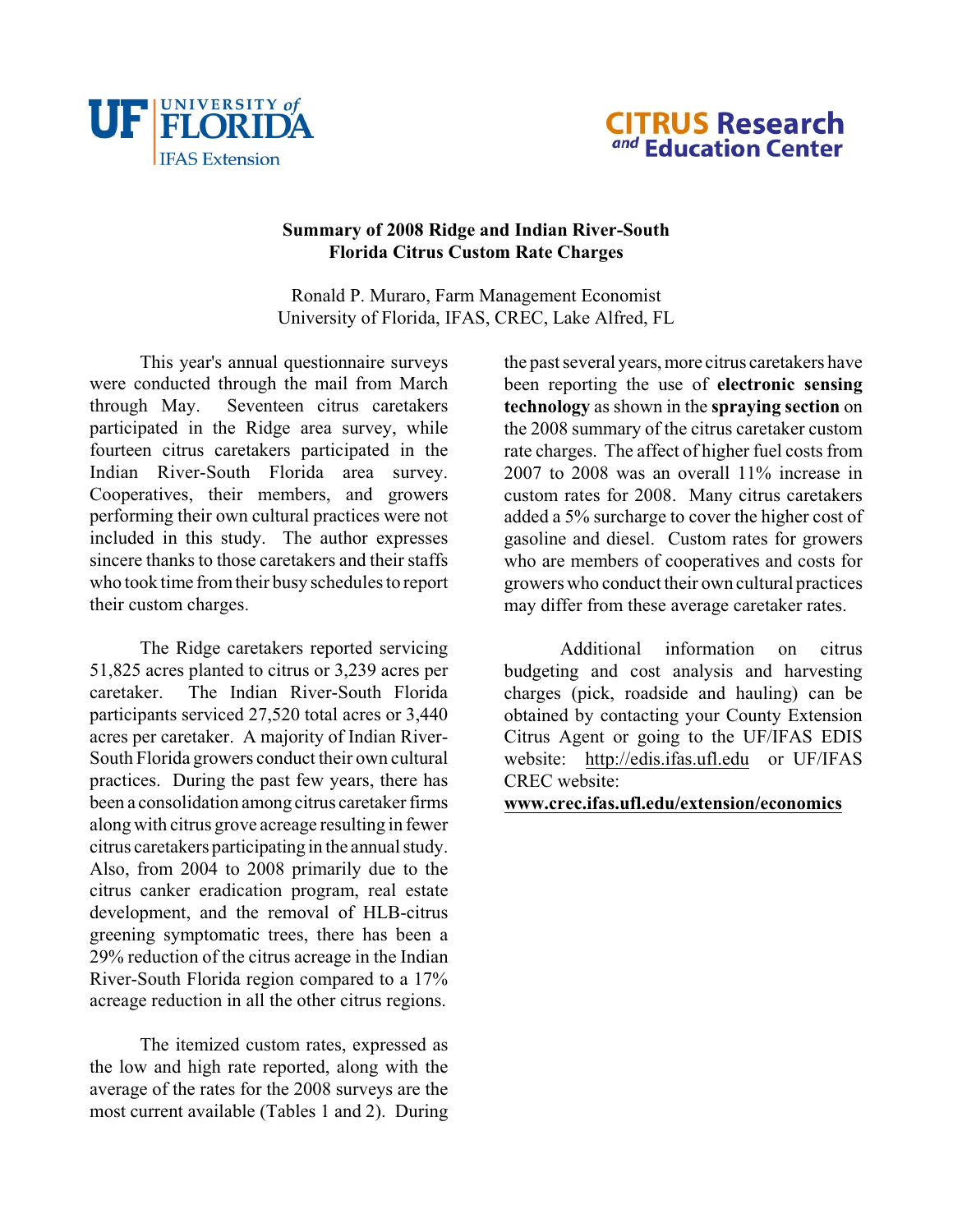UF UNIVERSITY of FLORIDA
IFAS Extension

CITRUS Research and Education Center

# Summary of 2008 Ridge and Indian River-South Florida Citrus Custom Rate Charges

Ronald P. Muraro, Farm Management Economist
University of Florida, IFAS, CREC, Lake Alfred, FL

This year's annual questionnaire surveys were conducted through the mail from March through May. Seventeen citrus caretakers participated in the Ridge area survey, while fourteen citrus caretakers participated in the Indian River-South Florida area survey. Cooperatives, their members, and growers performing their own cultural practices were not included in this study. The author expresses sincere thanks to those caretakers and their staffs who took time from their busy schedules to report their custom charges.

The Ridge caretakers reported servicing 51,825 acres planted to citrus or 3,239 acres per caretaker. The Indian River-South Florida participants serviced 27,520 total acres or 3,440 acres per caretaker. A majority of Indian River-South Florida growers conduct their own cultural practices. During the past few years, there has been a consolidation among citrus caretaker firms along with citrus grove acreage resulting in fewer citrus caretakers participating in the annual study. Also, from 2004 to 2008 primarily due to the citrus canker eradication program, real estate development, and the removal of HLB-citrus greening symptomatic trees, there has been a 29% reduction of the citrus acreage in the Indian River-South Florida region compared to a 17% acreage reduction in all the other citrus regions.

The itemized custom rates, expressed as the low and high rate reported, along with the average of the rates for the 2008 surveys are the most current available (Tables 1 and 2). During the past several years, more citrus caretakers have been reporting the use of **electronic sensing technology** as shown in the **spraying section** on the 2008 summary of the citrus caretaker custom rate charges. The affect of higher fuel costs from 2007 to 2008 was an overall 11% increase in custom rates for 2008. Many citrus caretakers added a 5% surcharge to cover the higher cost of gasoline and diesel. Custom rates for growers who are members of cooperatives and costs for growers who conduct their own cultural practices may differ from these average caretaker rates.

Additional information on citrus budgeting and cost analysis and harvesting charges (pick, roadside and hauling) can be obtained by contacting your County Extension Citrus Agent or going to the UF/IFAS EDIS website: http://edis.ifas.ufl.edu or UF/IFAS CREC website: **www.crec.ifas.ufl.edu/extension/economics**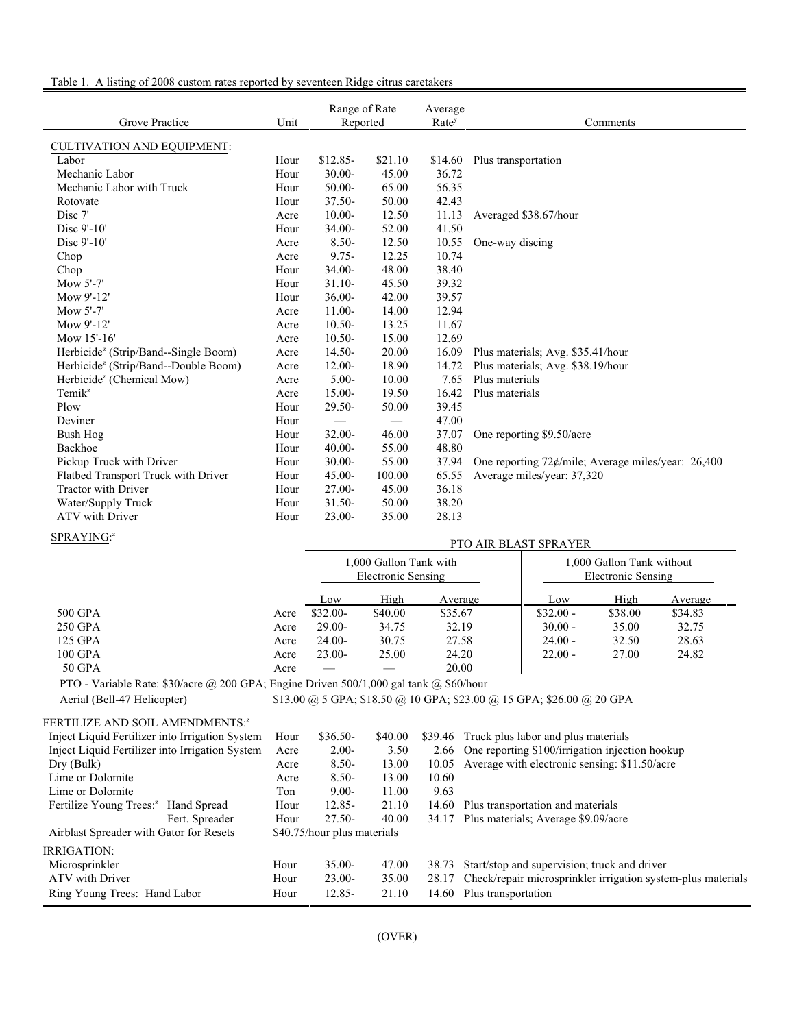Table 1. A listing of 2008 custom rates reported by seventeen Ridge citrus caretakers

| Grove Practice | Unit | Range of Rate Reported | | Average Rate[y] | Comments |
|---|---|---|---|---|---|
| CULTIVATION AND EQUIPMENT: | | | | | |
| Labor | Hour | $12.85- | $21.10 | $14.60 | Plus transportation |
| Mechanic Labor | Hour | 30.00- | 45.00 | 36.72 | |
| Mechanic Labor with Truck | Hour | 50.00- | 65.00 | 56.35 | |
| Rotovate | Hour | 37.50- | 50.00 | 42.43 | |
| Disc 7' | Acre | 10.00- | 12.50 | 11.13 | Averaged $38.67/hour |
| Disc 9'-10' | Hour | 34.00- | 52.00 | 41.50 | |
| Disc 9'-10' | Acre | 8.50- | 12.50 | 10.55 | One-way discing |
| Chop | Acre | 9.75- | 12.25 | 10.74 | |
| Chop | Hour | 34.00- | 48.00 | 38.40 | |
| Mow 5'-7' | Hour | 31.10- | 45.50 | 39.32 | |
| Mow 9'-12' | Hour | 36.00- | 42.00 | 39.57 | |
| Mow 5'-7' | Acre | 11.00- | 14.00 | 12.94 | |
| Mow 9'-12' | Acre | 10.50- | 13.25 | 11.67 | |
| Mow 15'-16' | Acre | 10.50- | 15.00 | 12.69 | |
| Herbicide[z] (Strip/Band--Single Boom) | Acre | 14.50- | 20.00 | 16.09 | Plus materials; Avg. $35.41/hour |
| Herbicide[z] (Strip/Band--Double Boom) | Acre | 12.00- | 18.90 | 14.72 | Plus materials; Avg. $38.19/hour |
| Herbicide[z] (Chemical Mow) | Acre | 5.00- | 10.00 | 7.65 | Plus materials |
| Temik[z] | Acre | 15.00- | 19.50 | 16.42 | Plus materials |
| Plow | Hour | 29.50- | 50.00 | 39.45 | |
| Deviner | Hour | — | — | 47.00 | |
| Bush Hog | Hour | 32.00- | 46.00 | 37.07 | One reporting $9.50/acre |
| Backhoe | Hour | 40.00- | 55.00 | 48.80 | |
| Pickup Truck with Driver | Hour | 30.00- | 55.00 | 37.94 | One reporting 72¢/mile; Average miles/year: 26,400 |
| Flatbed Transport Truck with Driver | Hour | 45.00- | 100.00 | 65.55 | Average miles/year: 37,320 |
| Tractor with Driver | Hour | 27.00- | 45.00 | 36.18 | |
| Water/Supply Truck | Hour | 31.50- | 50.00 | 38.20 | |
| ATV with Driver | Hour | 23.00- | 35.00 | 28.13 | |

SPRAYING:[z]

| | | PTO AIR BLAST SPRAYER | | | | | |
|---|---|---|---|---|---|---|---|
| | | 1,000 Gallon Tank with Electronic Sensing | | | 1,000 Gallon Tank without Electronic Sensing | | |
| | | Low | High | Average | Low | High | Average |
| 500 GPA | Acre | $32.00- | $40.00 | $35.67 | $32.00 - | $38.00 | $34.83 |
| 250 GPA | Acre | 29.00- | 34.75 | 32.19 | 30.00 - | 35.00 | 32.75 |
| 125 GPA | Acre | 24.00- | 30.75 | 27.58 | 24.00 - | 32.50 | 28.63 |
| 100 GPA | Acre | 23.00- | 25.00 | 24.20 | 22.00 - | 27.00 | 24.82 |
| 50 GPA | Acre | — | — | 20.00 | | | |

PTO - Variable Rate: $30/acre @ 200 GPA; Engine Driven 500/1,000 gal tank @ $60/hour

Aerial (Bell-47 Helicopter) $13.00 @ 5 GPA; $18.50 @ 10 GPA; $23.00 @ 15 GPA; $26.00 @ 20 GPA

| Grove Practice | Unit | Range of Rate Reported | | Average Rate[y] | Comments |
|---|---|---|---|---|---|
| FERTILIZE AND SOIL AMENDMENTS:[z] | | | | | |
| Inject Liquid Fertilizer into Irrigation System | Hour | $36.50- | $40.00 | $39.46 | Truck plus labor and plus materials |
| Inject Liquid Fertilizer into Irrigation System | Acre | 2.00- | 3.50 | 2.66 | One reporting $100/irrigation injection hookup |
| Dry (Bulk) | Acre | 8.50- | 13.00 | 10.05 | Average with electronic sensing: $11.50/acre |
| Lime or Dolomite | Acre | 8.50- | 13.00 | 10.60 | |
| Lime or Dolomite | Ton | 9.00- | 11.00 | 9.63 | |
| Fertilize Young Trees:[z] Hand Spread | Hour | 12.85- | 21.10 | 14.60 | Plus transportation and materials |
| Fert. Spreader | Hour | 27.50- | 40.00 | 34.17 | Plus materials; Average $9.09/acre |
| Airblast Spreader with Gator for Resets | $40.75/hour plus materials | | | | |
| IRRIGATION: | | | | | |
| Microsprinkler | Hour | 35.00- | 47.00 | 38.73 | Start/stop and supervision; truck and driver |
| ATV with Driver | Hour | 23.00- | 35.00 | 28.17 | Check/repair microsprinkler irrigation system-plus materials |
| Ring Young Trees: Hand Labor | Hour | 12.85- | 21.10 | 14.60 | Plus transportation |

(OVER)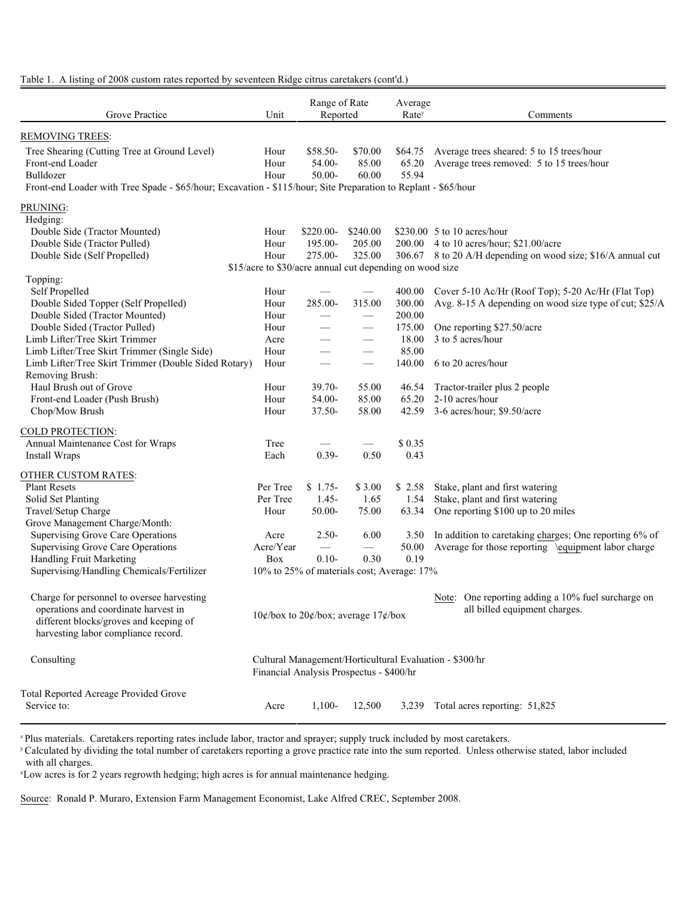Table 1. A listing of 2008 custom rates reported by seventeen Ridge citrus caretakers (cont'd.)

| Grove Practice | Unit | Range of Rate Reported | | Average Rate[y] | Comments |
|---|---|---|---|---|---|
| REMOVING TREES: | | | | | |
| Tree Shearing (Cutting Tree at Ground Level) | Hour | $58.50- | $70.00 | $64.75 | Average trees sheared: 5 to 15 trees/hour |
| Front-end Loader | Hour | 54.00- | 85.00 | 65.20 | Average trees removed: 5 to 15 trees/hour |
| Bulldozer | Hour | 50.00- | 60.00 | 55.94 | |
| Front-end Loader with Tree Spade - $65/hour; Excavation - $115/hour; Site Preparation to Replant - $65/hour | | | | | |
| PRUNING: | | | | | |
| Hedging: | | | | | |
| Double Side (Tractor Mounted) | Hour | $220.00- | $240.00 | $230.00 | 5 to 10 acres/hour |
| Double Side (Tractor Pulled) | Hour | 195.00- | 205.00 | 200.00 | 4 to 10 acres/hour; $21.00/acre |
| Double Side (Self Propelled) | Hour | 275.00- | 325.00 | 306.67 | 8 to 20 A/H depending on wood size; $16/A annual cut |
| | $15/acre to $30/acre annual cut depending on wood size | | | | |
| Topping: | | | | | |
| Self Propelled | Hour | — | — | 400.00 | Cover 5-10 Ac/Hr (Roof Top); 5-20 Ac/Hr (Flat Top) |
| Double Sided Topper (Self Propelled) | Hour | 285.00- | 315.00 | 300.00 | Avg. 8-15 A depending on wood size type of cut; $25/A |
| Double Sided (Tractor Mounted) | Hour | — | — | 200.00 | |
| Double Sided (Tractor Pulled) | Hour | — | — | 175.00 | One reporting $27.50/acre |
| Limb Lifter/Tree Skirt Trimmer | Acre | — | — | 18.00 | 3 to 5 acres/hour |
| Limb Lifter/Tree Skirt Trimmer (Single Side) | Hour | — | — | 85.00 | |
| Limb Lifter/Tree Skirt Trimmer (Double Sided Rotary) | Hour | — | — | 140.00 | 6 to 20 acres/hour |
| Removing Brush: | | | | | |
| Haul Brush out of Grove | Hour | 39.70- | 55.00 | 46.54 | Tractor-trailer plus 2 people |
| Front-end Loader (Push Brush) | Hour | 54.00- | 85.00 | 65.20 | 2-10 acres/hour |
| Chop/Mow Brush | Hour | 37.50- | 58.00 | 42.59 | 3-6 acres/hour; $9.50/acre |
| COLD PROTECTION: | | | | | |
| Annual Maintenance Cost for Wraps | Tree | — | — | $ 0.35 | |
| Install Wraps | Each | 0.39- | 0.50 | 0.43 | |
| OTHER CUSTOM RATES: | | | | | |
| Plant Resets | Per Tree | $ 1.75- | $ 3.00 | $ 2.58 | Stake, plant and first watering |
| Solid Set Planting | Per Tree | 1.45- | 1.65 | 1.54 | Stake, plant and first watering |
| Travel/Setup Charge | Hour | 50.00- | 75.00 | 63.34 | One reporting $100 up to 20 miles |
| Grove Management Charge/Month: | | | | | |
| Supervising Grove Care Operations | Acre | 2.50- | 6.00 | 3.50 | In addition to caretaking charges; One reporting 6% of |
| Supervising Grove Care Operations | Acre/Year | — | — | 50.00 | Average for those reporting \equipment labor charge |
| Handling Fruit Marketing | Box | 0.10- | 0.30 | 0.19 | |
| Supervising/Handling Chemicals/Fertilizer | 10% to 25% of materials cost; Average: 17% | | | | |
| Charge for personnel to oversee harvesting operations and coordinate harvest in different blocks/groves and keeping of harvesting labor compliance record. | 10¢/box to 20¢/box; average 17¢/box | | | | Note: One reporting adding a 10% fuel surcharge on all billed equipment charges. |
| Consulting | Cultural Management/Horticultural Evaluation - $300/hr; Financial Analysis Prospectus - $400/hr | | | | |
| Total Reported Acreage Provided Grove Service to: | Acre | 1,100- | 12,500 | 3,239 | Total acres reporting: 51,825 |

[z] Plus materials. Caretakers reporting rates include labor, tractor and sprayer; supply truck included by most caretakers.

[y] Calculated by dividing the total number of caretakers reporting a grove practice rate into the sum reported. Unless otherwise stated, labor included with all charges.

[x] Low acres is for 2 years regrowth hedging; high acres is for annual maintenance hedging.

Source: Ronald P. Muraro, Extension Farm Management Economist, Lake Alfred CREC, September 2008.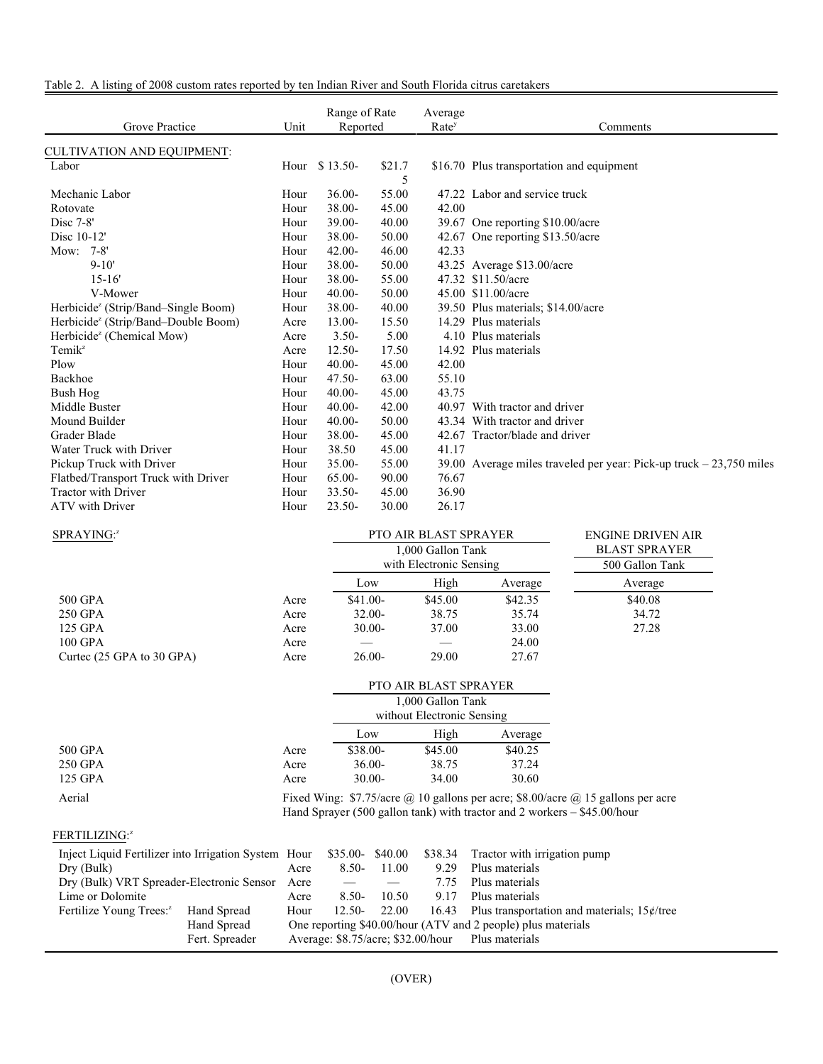Table 2. A listing of 2008 custom rates reported by ten Indian River and South Florida citrus caretakers

| Grove Practice | Unit | Range of Rate Reported | | Average Rate[y] | Comments |
|---|---|---|---|---|---|
| CULTIVATION AND EQUIPMENT: | | | | | |
| Labor | Hour | $ 13.50- | $21.75 | $16.70 | Plus transportation and equipment |
| Mechanic Labor | Hour | 36.00- | 55.00 | 47.22 | Labor and service truck |
| Rotovate | Hour | 38.00- | 45.00 | 42.00 | |
| Disc 7-8' | Hour | 39.00- | 40.00 | 39.67 | One reporting $10.00/acre |
| Disc 10-12' | Hour | 38.00- | 50.00 | 42.67 | One reporting $13.50/acre |
| Mow: 7-8' | Hour | 42.00- | 46.00 | 42.33 | |
| 9-10' | Hour | 38.00- | 50.00 | 43.25 | Average $13.00/acre |
| 15-16' | Hour | 38.00- | 55.00 | 47.32 | $11.50/acre |
| V-Mower | Hour | 40.00- | 50.00 | 45.00 | $11.00/acre |
| Herbicide[z] (Strip/Band–Single Boom) | Hour | 38.00- | 40.00 | 39.50 | Plus materials; $14.00/acre |
| Herbicide[z] (Strip/Band–Double Boom) | Acre | 13.00- | 15.50 | 14.29 | Plus materials |
| Herbicide[z] (Chemical Mow) | Acre | 3.50- | 5.00 | 4.10 | Plus materials |
| Temik[z] | Acre | 12.50- | 17.50 | 14.92 | Plus materials |
| Plow | Hour | 40.00- | 45.00 | 42.00 | |
| Backhoe | Hour | 47.50- | 63.00 | 55.10 | |
| Bush Hog | Hour | 40.00- | 45.00 | 43.75 | |
| Middle Buster | Hour | 40.00- | 42.00 | 40.97 | With tractor and driver |
| Mound Builder | Hour | 40.00- | 50.00 | 43.34 | With tractor and driver |
| Grader Blade | Hour | 38.00- | 45.00 | 42.67 | Tractor/blade and driver |
| Water Truck with Driver | Hour | 38.50 | 45.00 | 41.17 | |
| Pickup Truck with Driver | Hour | 35.00- | 55.00 | 39.00 | Average miles traveled per year: Pick-up truck – 23,750 miles |
| Flatbed/Transport Truck with Driver | Hour | 65.00- | 90.00 | 76.67 | |
| Tractor with Driver | Hour | 33.50- | 45.00 | 36.90 | |
| ATV with Driver | Hour | 23.50- | 30.00 | 26.17 | |

SPRAYING:[z]

| | Unit | PTO AIR BLAST SPRAYER 1,000 Gallon Tank with Electronic Sensing | | | ENGINE DRIVEN AIR BLAST SPRAYER 500 Gallon Tank |
|---|---|---|---|---|---|
| | | Low | High | Average | Average |
| 500 GPA | Acre | $41.00- | $45.00 | $42.35 | $40.08 |
| 250 GPA | Acre | 32.00- | 38.75 | 35.74 | 34.72 |
| 125 GPA | Acre | 30.00- | 37.00 | 33.00 | 27.28 |
| 100 GPA | Acre | — | — | 24.00 | |
| Curtec (25 GPA to 30 GPA) | Acre | 26.00- | 29.00 | 27.67 | |

| | Unit | PTO AIR BLAST SPRAYER 1,000 Gallon Tank without Electronic Sensing | | |
|---|---|---|---|---|
| | | Low | High | Average |
| 500 GPA | Acre | $38.00- | $45.00 | $40.25 |
| 250 GPA | Acre | 36.00- | 38.75 | 37.24 |
| 125 GPA | Acre | 30.00- | 34.00 | 30.60 |

Aerial: Fixed Wing: $7.75/acre @ 10 gallons per acre; $8.00/acre @ 15 gallons per acre
Hand Sprayer (500 gallon tank) with tractor and 2 workers – $45.00/hour

FERTILIZING:[z]

| Grove Practice | | Unit | Range of Rate Reported | | Average Rate | Comments |
|---|---|---|---|---|---|---|
| Inject Liquid Fertilizer into Irrigation System | | Hour | $35.00- | $40.00 | $38.34 | Tractor with irrigation pump |
| Dry (Bulk) | | Acre | 8.50- | 11.00 | 9.29 | Plus materials |
| Dry (Bulk) VRT Spreader-Electronic Sensor | | Acre | — | — | 7.75 | Plus materials |
| Lime or Dolomite | | Acre | 8.50- | 10.50 | 9.17 | Plus materials |
| Fertilize Young Trees:[z] | Hand Spread | Hour | 12.50- | 22.00 | 16.43 | Plus transportation and materials; 15¢/tree |
| | Hand Spread | One reporting $40.00/hour (ATV and 2 people) plus materials | | | | |
| | Fert. Spreader | Average: $8.75/acre; $32.00/hour | | | | Plus materials |

(OVER)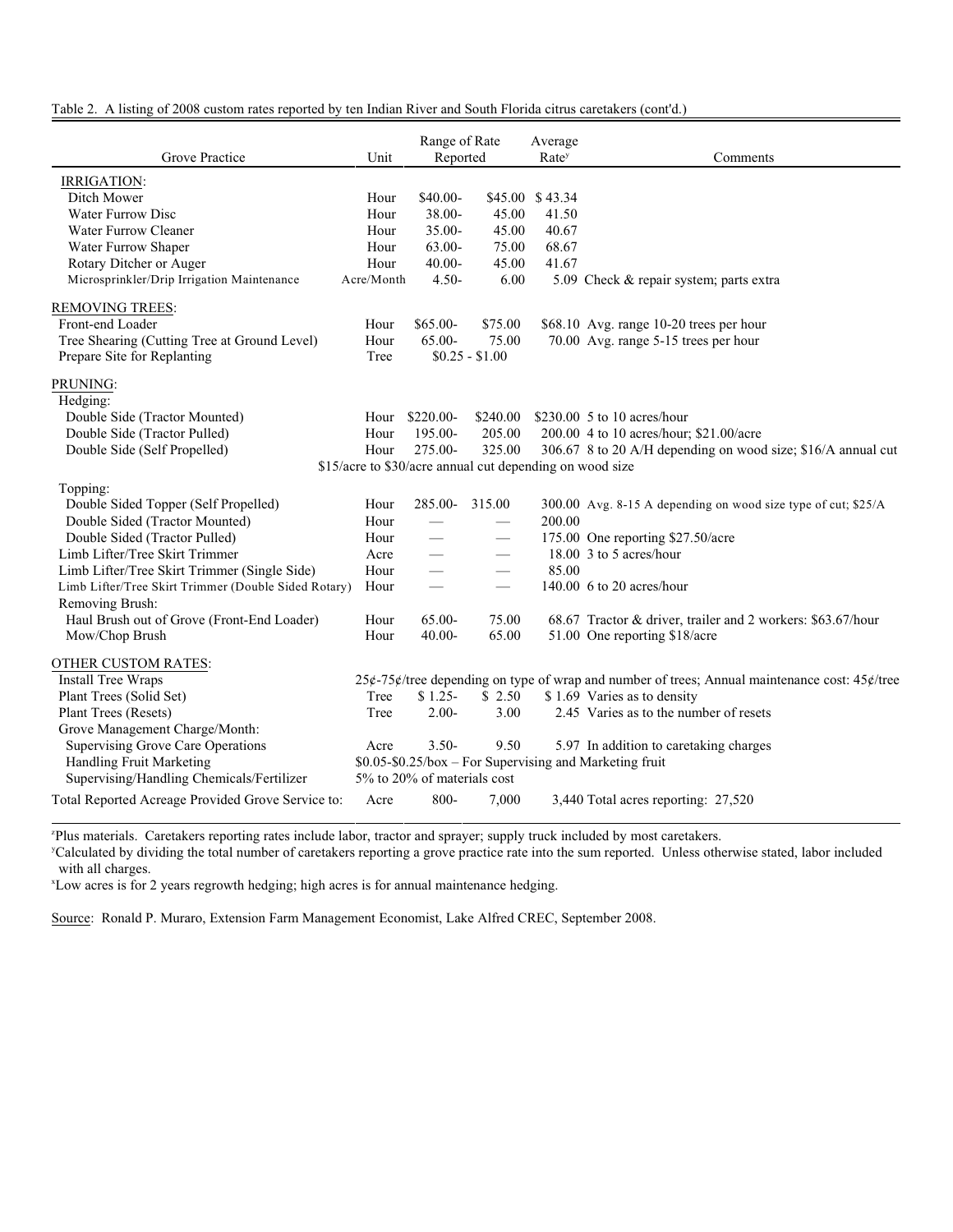Table 2. A listing of 2008 custom rates reported by ten Indian River and South Florida citrus caretakers (cont'd.)

| Grove Practice | Unit | Range of Rate Reported | | Average Rate[y] | Comments |
|---|---|---|---|---|---|
| IRRIGATION: | | | | | |
| Ditch Mower | Hour | $40.00- | $45.00 | $ 43.34 | |
| Water Furrow Disc | Hour | 38.00- | 45.00 | 41.50 | |
| Water Furrow Cleaner | Hour | 35.00- | 45.00 | 40.67 | |
| Water Furrow Shaper | Hour | 63.00- | 75.00 | 68.67 | |
| Rotary Ditcher or Auger | Hour | 40.00- | 45.00 | 41.67 | |
| Microsprinkler/Drip Irrigation Maintenance | Acre/Month | 4.50- | 6.00 | 5.09 | Check & repair system; parts extra |
| REMOVING TREES: | | | | | |
| Front-end Loader | Hour | $65.00- | $75.00 | $68.10 | Avg. range 10-20 trees per hour |
| Tree Shearing (Cutting Tree at Ground Level) | Hour | 65.00- | 75.00 | 70.00 | Avg. range 5-15 trees per hour |
| Prepare Site for Replanting | Tree | $0.25 - $1.00 | | | |
| PRUNING: | | | | | |
| Hedging: | | | | | |
| Double Side (Tractor Mounted) | Hour | $220.00- | $240.00 | $230.00 | 5 to 10 acres/hour |
| Double Side (Tractor Pulled) | Hour | 195.00- | 205.00 | 200.00 | 4 to 10 acres/hour; $21.00/acre |
| Double Side (Self Propelled) | Hour | 275.00- | 325.00 | 306.67 | 8 to 20 A/H depending on wood size; $16/A annual cut |
| | | $15/acre to $30/acre annual cut depending on wood size | | | |
| Topping: | | | | | |
| Double Sided Topper (Self Propelled) | Hour | 285.00- | 315.00 | 300.00 | Avg. 8-15 A depending on wood size type of cut; $25/A |
| Double Sided (Tractor Mounted) | Hour | — | — | 200.00 | |
| Double Sided (Tractor Pulled) | Hour | — | — | 175.00 | One reporting $27.50/acre |
| Limb Lifter/Tree Skirt Trimmer | Acre | — | — | 18.00 | 3 to 5 acres/hour |
| Limb Lifter/Tree Skirt Trimmer (Single Side) | Hour | — | — | 85.00 | |
| Limb Lifter/Tree Skirt Trimmer (Double Sided Rotary) | Hour | — | — | 140.00 | 6 to 20 acres/hour |
| Removing Brush: | | | | | |
| Haul Brush out of Grove (Front-End Loader) | Hour | 65.00- | 75.00 | 68.67 | Tractor & driver, trailer and 2 workers: $63.67/hour |
| Mow/Chop Brush | Hour | 40.00- | 65.00 | 51.00 | One reporting $18/acre |
| OTHER CUSTOM RATES: | | | | | |
| Install Tree Wraps | | 25¢-75¢/tree depending on type of wrap and number of trees; Annual maintenance cost: 45¢/tree | | | |
| Plant Trees (Solid Set) | Tree | $ 1.25- | $ 2.50 | $ 1.69 | Varies as to density |
| Plant Trees (Resets) | Tree | 2.00- | 3.00 | 2.45 | Varies as to the number of resets |
| Grove Management Charge/Month: | | | | | |
| Supervising Grove Care Operations | Acre | 3.50- | 9.50 | 5.97 | In addition to caretaking charges |
| Handling Fruit Marketing | | $0.05-$0.25/box – For Supervising and Marketing fruit | | | |
| Supervising/Handling Chemicals/Fertilizer | | 5% to 20% of materials cost | | | |
| Total Reported Acreage Provided Grove Service to: | Acre | 800- | 7,000 | 3,440 | Total acres reporting: 27,520 |

[z]Plus materials. Caretakers reporting rates include labor, tractor and sprayer; supply truck included by most caretakers.

[y]Calculated by dividing the total number of caretakers reporting a grove practice rate into the sum reported. Unless otherwise stated, labor included with all charges.

[x]Low acres is for 2 years regrowth hedging; high acres is for annual maintenance hedging.

Source: Ronald P. Muraro, Extension Farm Management Economist, Lake Alfred CREC, September 2008.